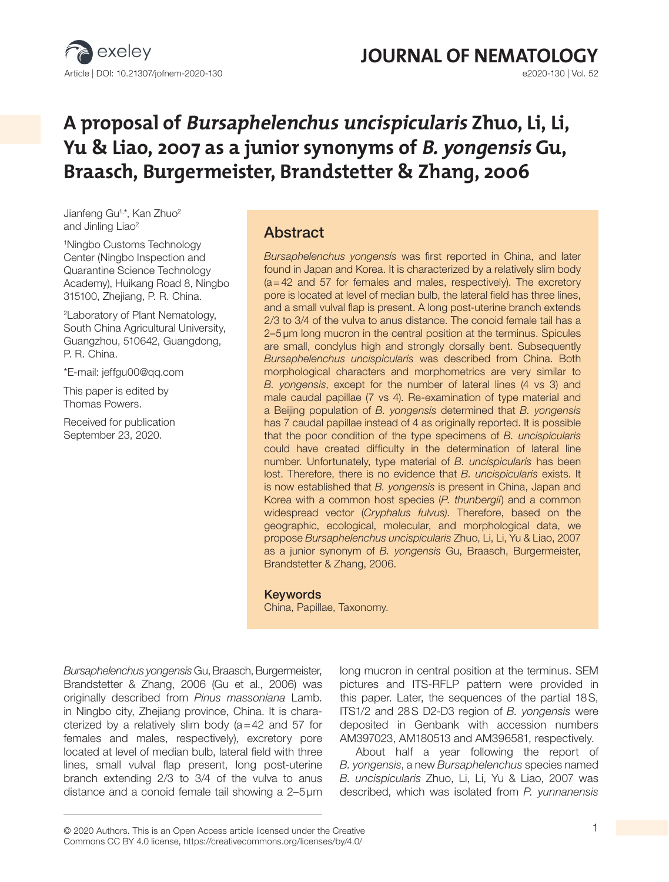# A proposal of *Bursaphelenchus uncispicularis* Zhuo, Li, Li, Yu & Liao, 2007 as a junior synonyms of *B. yongensis* Gu, Braasch, Burgermeister, Brandstetter & Zhang, 2006

Jianfeng Gu[1,*], Kan Zhuo[2] and Jinling Liao[2]

[1]Ningbo Customs Technology Center (Ningbo Inspection and Quarantine Science Technology Academy), Huikang Road 8, Ningbo 315100, Zhejiang, P. R. China.

[2]Laboratory of Plant Nematology, South China Agricultural University, Guangzhou, 510642, Guangdong, P. R. China.

*E-mail: jeffgu00@qq.com

This paper is edited by Thomas Powers.

Received for publication September 23, 2020.

## Abstract

*Bursaphelenchus yongensis* was first reported in China, and later found in Japan and Korea. It is characterized by a relatively slim body (a = 42 and 57 for females and males, respectively). The excretory pore is located at level of median bulb, the lateral field has three lines, and a small vulval flap is present. A long post-uterine branch extends 2/3 to 3/4 of the vulva to anus distance. The conoid female tail has a 2–5 µm long mucron in the central position at the terminus. Spicules are small, condylus high and strongly dorsally bent. Subsequently *Bursaphelenchus uncispicularis* was described from China. Both morphological characters and morphometrics are very similar to *B. yongensis*, except for the number of lateral lines (4 vs 3) and male caudal papillae (7 vs 4). Re-examination of type material and a Beijing population of *B. yongensis* determined that *B. yongensis* has 7 caudal papillae instead of 4 as originally reported. It is possible that the poor condition of the type specimens of *B. uncispicularis* could have created difficulty in the determination of lateral line number. Unfortunately, type material of *B. uncispicularis* has been lost. Therefore, there is no evidence that *B. uncispicularis* exists. It is now established that *B. yongensis* is present in China, Japan and Korea with a common host species (*P. thunbergii*) and a common widespread vector (*Cryphalus fulvus*). Therefore, based on the geographic, ecological, molecular, and morphological data, we propose *Bursaphelenchus uncispicularis* Zhuo, Li, Li, Yu & Liao, 2007 as a junior synonym of *B. yongensis* Gu, Braasch, Burgermeister, Brandstetter & Zhang, 2006.

### Keywords

China, Papillae, Taxonomy.

*Bursaphelenchus yongensis* Gu, Braasch, Burgermeister, Brandstetter & Zhang, 2006 (Gu et al., 2006) was originally described from *Pinus massoniana* Lamb. in Ningbo city, Zhejiang province, China. It is characterized by a relatively slim body (a = 42 and 57 for females and males, respectively), excretory pore located at level of median bulb, lateral field with three lines, small vulval flap present, long post-uterine branch extending 2/3 to 3/4 of the vulva to anus distance and a conoid female tail showing a 2–5 µm long mucron in central position at the terminus. SEM pictures and ITS-RFLP pattern were provided in this paper. Later, the sequences of the partial 18S, ITS1/2 and 28S D2-D3 region of *B. yongensis* were deposited in Genbank with accession numbers AM397023, AM180513 and AM396581, respectively.

About half a year following the report of *B. yongensis*, a new *Bursaphelenchus* species named *B. uncispicularis* Zhuo, Li, Li, Yu & Liao, 2007 was described, which was isolated from *P. yunnanensis*

© 2020 Authors. This is an Open Access article licensed under the Creative Commons CC BY 4.0 license, https://creativecommons.org/licenses/by/4.0/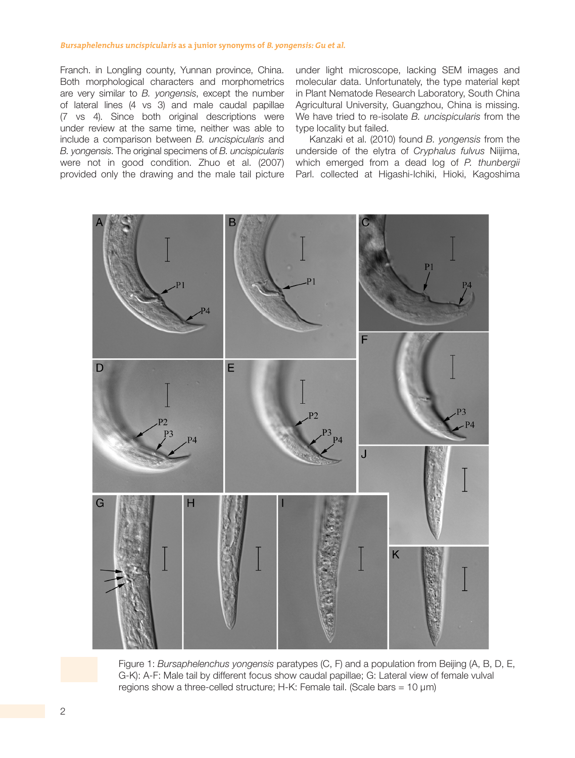Franch. in Longling county, Yunnan province, China. Both morphological characters and morphometrics are very similar to *B. yongensis*, except the number of lateral lines (4 vs 3) and male caudal papillae (7 vs 4). Since both original descriptions were under review at the same time, neither was able to include a comparison between *B. uncispicularis* and *B. yongensis*. The original specimens of *B. uncispicularis* were not in good condition. Zhuo et al. (2007) provided only the drawing and the male tail picture under light microscope, lacking SEM images and molecular data. Unfortunately, the type material kept in Plant Nematode Research Laboratory, South China Agricultural University, Guangzhou, China is missing. We have tried to re-isolate *B. uncispicularis* from the type locality but failed.

Kanzaki et al. (2010) found *B. yongensis* from the underside of the elytra of *Cryphalus fulvus* Niijima, which emerged from a dead log of *P. thunbergii* Parl. collected at Higashi-Ichiki, Hioki, Kagoshima

Figure 1: *Bursaphelenchus yongensis* paratypes (C, F) and a population from Beijing (A, B, D, E, G-K): A-F: Male tail by different focus show caudal papillae; G: Lateral view of female vulval regions show a three-celled structure; H-K: Female tail. (Scale bars = 10 μm)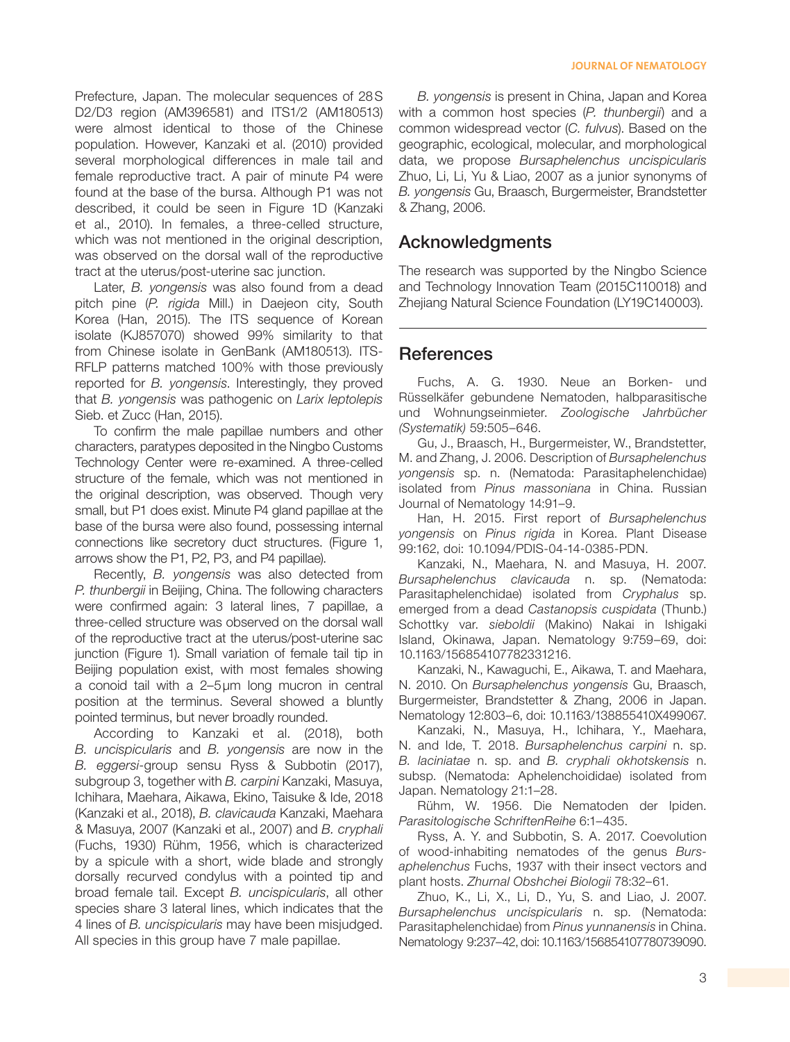Prefecture, Japan. The molecular sequences of 28S D2/D3 region (AM396581) and ITS1/2 (AM180513) were almost identical to those of the Chinese population. However, Kanzaki et al. (2010) provided several morphological differences in male tail and female reproductive tract. A pair of minute P4 were found at the base of the bursa. Although P1 was not described, it could be seen in Figure 1D (Kanzaki et al., 2010). In females, a three-celled structure, which was not mentioned in the original description, was observed on the dorsal wall of the reproductive tract at the uterus/post-uterine sac junction.

Later, *B. yongensis* was also found from a dead pitch pine (*P. rigida* Mill.) in Daejeon city, South Korea (Han, 2015). The ITS sequence of Korean isolate (KJ857070) showed 99% similarity to that from Chinese isolate in GenBank (AM180513). ITS-RFLP patterns matched 100% with those previously reported for *B. yongensis*. Interestingly, they proved that *B. yongensis* was pathogenic on *Larix leptolepis* Sieb. et Zucc (Han, 2015).

To confirm the male papillae numbers and other characters, paratypes deposited in the Ningbo Customs Technology Center were re-examined. A three-celled structure of the female, which was not mentioned in the original description, was observed. Though very small, but P1 does exist. Minute P4 gland papillae at the base of the bursa were also found, possessing internal connections like secretory duct structures. (Figure 1, arrows show the P1, P2, P3, and P4 papillae).

Recently, *B. yongensis* was also detected from *P. thunbergii* in Beijing, China. The following characters were confirmed again: 3 lateral lines, 7 papillae, a three-celled structure was observed on the dorsal wall of the reproductive tract at the uterus/post-uterine sac junction (Figure 1). Small variation of female tail tip in Beijing population exist, with most females showing a conoid tail with a 2–5 μm long mucron in central position at the terminus. Several showed a bluntly pointed terminus, but never broadly rounded.

According to Kanzaki et al. (2018), both *B. uncispicularis* and *B. yongensis* are now in the *B. eggersi*-group sensu Ryss & Subbotin (2017), subgroup 3, together with *B. carpini* Kanzaki, Masuya, Ichihara, Maehara, Aikawa, Ekino, Taisuke & Ide, 2018 (Kanzaki et al., 2018), *B. clavicauda* Kanzaki, Maehara & Masuya, 2007 (Kanzaki et al., 2007) and *B. cryphali* (Fuchs, 1930) Rühm, 1956, which is characterized by a spicule with a short, wide blade and strongly dorsally recurved condylus with a pointed tip and broad female tail. Except *B. uncispicularis*, all other species share 3 lateral lines, which indicates that the 4 lines of *B. uncispicularis* may have been misjudged. All species in this group have 7 male papillae.

*B. yongensis* is present in China, Japan and Korea with a common host species (*P. thunbergii*) and a common widespread vector (*C. fulvus*). Based on the geographic, ecological, molecular, and morphological data, we propose *Bursaphelenchus uncispicularis* Zhuo, Li, Li, Yu & Liao, 2007 as a junior synonyms of *B. yongensis* Gu, Braasch, Burgermeister, Brandstetter & Zhang, 2006.

## Acknowledgments

The research was supported by the Ningbo Science and Technology Innovation Team (2015C110018) and Zhejiang Natural Science Foundation (LY19C140003).

## References

Fuchs, A. G. 1930. Neue an Borken- und Rüsselkäfer gebundene Nematoden, halbparasitische und Wohnungseinmieter. *Zoologische Jahrbücher (Systematik)* 59:505–646.

Gu, J., Braasch, H., Burgermeister, W., Brandstetter, M. and Zhang, J. 2006. Description of *Bursaphelenchus yongensis* sp. n. (Nematoda: Parasitaphelenchidae) isolated from *Pinus massoniana* in China. Russian Journal of Nematology 14:91–9.

Han, H. 2015. First report of *Bursaphelenchus yongensis* on *Pinus rigida* in Korea. Plant Disease 99:162, doi: 10.1094/PDIS-04-14-0385-PDN.

Kanzaki, N., Maehara, N. and Masuya, H. 2007. *Bursaphelenchus clavicauda* n. sp. (Nematoda: Parasitaphelenchidae) isolated from *Cryphalus* sp. emerged from a dead *Castanopsis cuspidata* (Thunb.) Schottky var. *sieboldii* (Makino) Nakai in Ishigaki Island, Okinawa, Japan. Nematology 9:759–69, doi: 10.1163/156854107782331216.

Kanzaki, N., Kawaguchi, E., Aikawa, T. and Maehara, N. 2010. On *Bursaphelenchus yongensis* Gu, Braasch, Burgermeister, Brandstetter & Zhang, 2006 in Japan. Nematology 12:803–6, doi: 10.1163/138855410X499067.

Kanzaki, N., Masuya, H., Ichihara, Y., Maehara, N. and Ide, T. 2018. *Bursaphelenchus carpini* n. sp. *B. laciniatae* n. sp. and *B. cryphali okhotskensis* n. subsp. (Nematoda: Aphelenchoididae) isolated from Japan. Nematology 21:1–28.

Rühm, W. 1956. Die Nematoden der Ipiden. *Parasitologische SchriftenReihe* 6:1–435.

Ryss, A. Y. and Subbotin, S. A. 2017. Coevolution of wood-inhabiting nematodes of the genus *Bursaphelenchus* Fuchs, 1937 with their insect vectors and plant hosts. *Zhurnal Obshchei Biologii* 78:32–61.

Zhuo, K., Li, X., Li, D., Yu, S. and Liao, J. 2007. *Bursaphelenchus uncispicularis* n. sp. (Nematoda: Parasitaphelenchidae) from *Pinus yunnanensis* in China. Nematology 9:237–42, doi: 10.1163/156854107780739090.